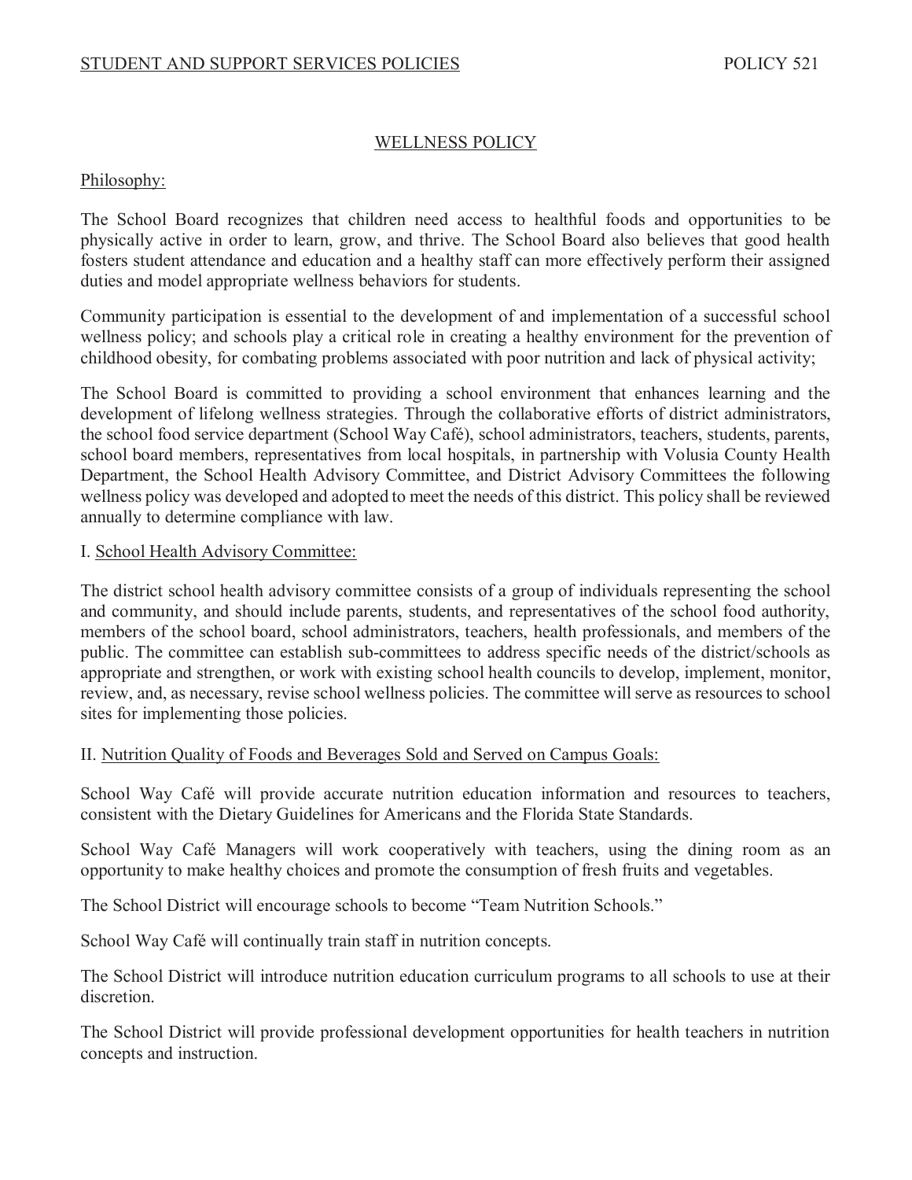STUDENT AND SUPPORT SERVICES POLICIES POLICY 521

# WELLNESS POLICY

## Philosophy:

The School Board recognizes that children need access to healthful foods and opportunities to be physically active in order to learn, grow, and thrive. The School Board also believes that good health fosters student attendance and education and a healthy staff can more effectively perform their assigned duties and model appropriate wellness behaviors for students.

Community participation is essential to the development of and implementation of a successful school wellness policy; and schools play a critical role in creating a healthy environment for the prevention of childhood obesity, for combating problems associated with poor nutrition and lack of physical activity;

The School Board is committed to providing a school environment that enhances learning and the development of lifelong wellness strategies. Through the collaborative efforts of district administrators, the school food service department (School Way Café), school administrators, teachers, students, parents, school board members, representatives from local hospitals, in partnership with Volusia County Health Department, the School Health Advisory Committee, and District Advisory Committees the following wellness policy was developed and adopted to meet the needs of this district. This policy shall be reviewed annually to determine compliance with law.

## I. School Health Advisory Committee:

The district school health advisory committee consists of a group of individuals representing the school and community, and should include parents, students, and representatives of the school food authority, members of the school board, school administrators, teachers, health professionals, and members of the public. The committee can establish sub-committees to address specific needs of the district/schools as appropriate and strengthen, or work with existing school health councils to develop, implement, monitor, review, and, as necessary, revise school wellness policies. The committee will serve as resources to school sites for implementing those policies.

## II. Nutrition Quality of Foods and Beverages Sold and Served on Campus Goals:

School Way Café will provide accurate nutrition education information and resources to teachers, consistent with the Dietary Guidelines for Americans and the Florida State Standards.

School Way Café Managers will work cooperatively with teachers, using the dining room as an opportunity to make healthy choices and promote the consumption of fresh fruits and vegetables.

The School District will encourage schools to become "Team Nutrition Schools."

School Way Café will continually train staff in nutrition concepts.

The School District will introduce nutrition education curriculum programs to all schools to use at their discretion.

The School District will provide professional development opportunities for health teachers in nutrition concepts and instruction.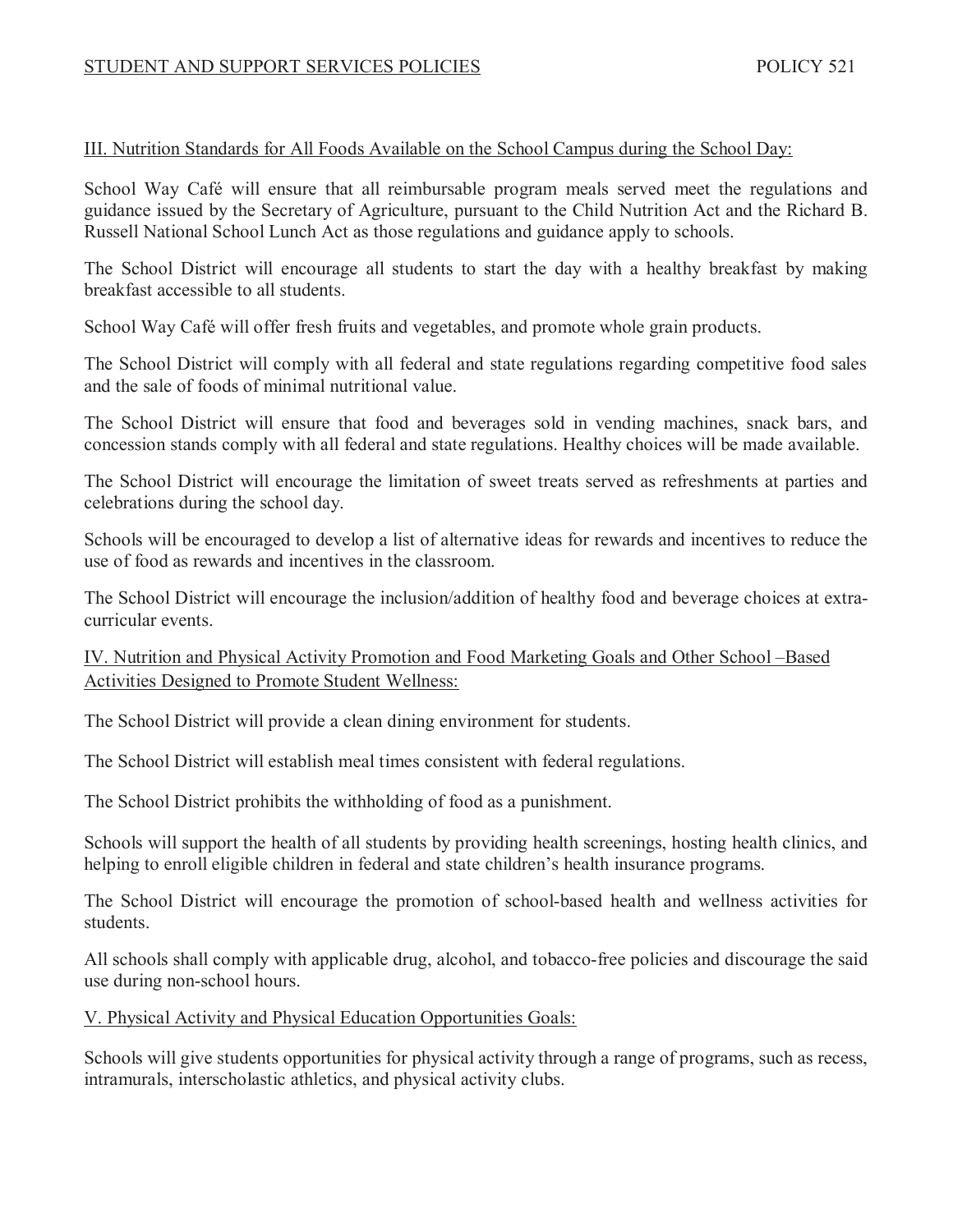III. Nutrition Standards for All Foods Available on the School Campus during the School Day:

School Way Café will ensure that all reimbursable program meals served meet the regulations and guidance issued by the Secretary of Agriculture, pursuant to the Child Nutrition Act and the Richard B. Russell National School Lunch Act as those regulations and guidance apply to schools.

The School District will encourage all students to start the day with a healthy breakfast by making breakfast accessible to all students.

School Way Café will offer fresh fruits and vegetables, and promote whole grain products.

The School District will comply with all federal and state regulations regarding competitive food sales and the sale of foods of minimal nutritional value.

The School District will ensure that food and beverages sold in vending machines, snack bars, and concession stands comply with all federal and state regulations. Healthy choices will be made available.

The School District will encourage the limitation of sweet treats served as refreshments at parties and celebrations during the school day.

Schools will be encouraged to develop a list of alternative ideas for rewards and incentives to reduce the use of food as rewards and incentives in the classroom.

The School District will encourage the inclusion/addition of healthy food and beverage choices at extra-curricular events.

IV. Nutrition and Physical Activity Promotion and Food Marketing Goals and Other School –Based Activities Designed to Promote Student Wellness:

The School District will provide a clean dining environment for students.

The School District will establish meal times consistent with federal regulations.

The School District prohibits the withholding of food as a punishment.

Schools will support the health of all students by providing health screenings, hosting health clinics, and helping to enroll eligible children in federal and state children's health insurance programs.

The School District will encourage the promotion of school-based health and wellness activities for students.

All schools shall comply with applicable drug, alcohol, and tobacco-free policies and discourage the said use during non-school hours.

V. Physical Activity and Physical Education Opportunities Goals:

Schools will give students opportunities for physical activity through a range of programs, such as recess, intramurals, interscholastic athletics, and physical activity clubs.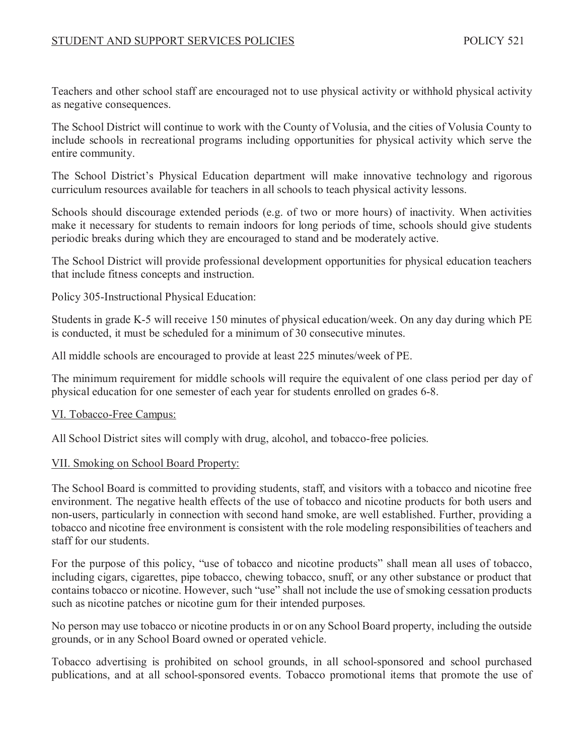Teachers and other school staff are encouraged not to use physical activity or withhold physical activity as negative consequences.

The School District will continue to work with the County of Volusia, and the cities of Volusia County to include schools in recreational programs including opportunities for physical activity which serve the entire community.

The School District's Physical Education department will make innovative technology and rigorous curriculum resources available for teachers in all schools to teach physical activity lessons.

Schools should discourage extended periods (e.g. of two or more hours) of inactivity. When activities make it necessary for students to remain indoors for long periods of time, schools should give students periodic breaks during which they are encouraged to stand and be moderately active.

The School District will provide professional development opportunities for physical education teachers that include fitness concepts and instruction.

Policy 305-Instructional Physical Education:

Students in grade K-5 will receive 150 minutes of physical education/week. On any day during which PE is conducted, it must be scheduled for a minimum of 30 consecutive minutes.

All middle schools are encouraged to provide at least 225 minutes/week of PE.

The minimum requirement for middle schools will require the equivalent of one class period per day of physical education for one semester of each year for students enrolled on grades 6-8.

## VI. Tobacco-Free Campus:

All School District sites will comply with drug, alcohol, and tobacco-free policies.

## VII. Smoking on School Board Property:

The School Board is committed to providing students, staff, and visitors with a tobacco and nicotine free environment. The negative health effects of the use of tobacco and nicotine products for both users and non-users, particularly in connection with second hand smoke, are well established. Further, providing a tobacco and nicotine free environment is consistent with the role modeling responsibilities of teachers and staff for our students.

For the purpose of this policy, "use of tobacco and nicotine products" shall mean all uses of tobacco, including cigars, cigarettes, pipe tobacco, chewing tobacco, snuff, or any other substance or product that contains tobacco or nicotine. However, such "use" shall not include the use of smoking cessation products such as nicotine patches or nicotine gum for their intended purposes.

No person may use tobacco or nicotine products in or on any School Board property, including the outside grounds, or in any School Board owned or operated vehicle.

Tobacco advertising is prohibited on school grounds, in all school-sponsored and school purchased publications, and at all school-sponsored events. Tobacco promotional items that promote the use of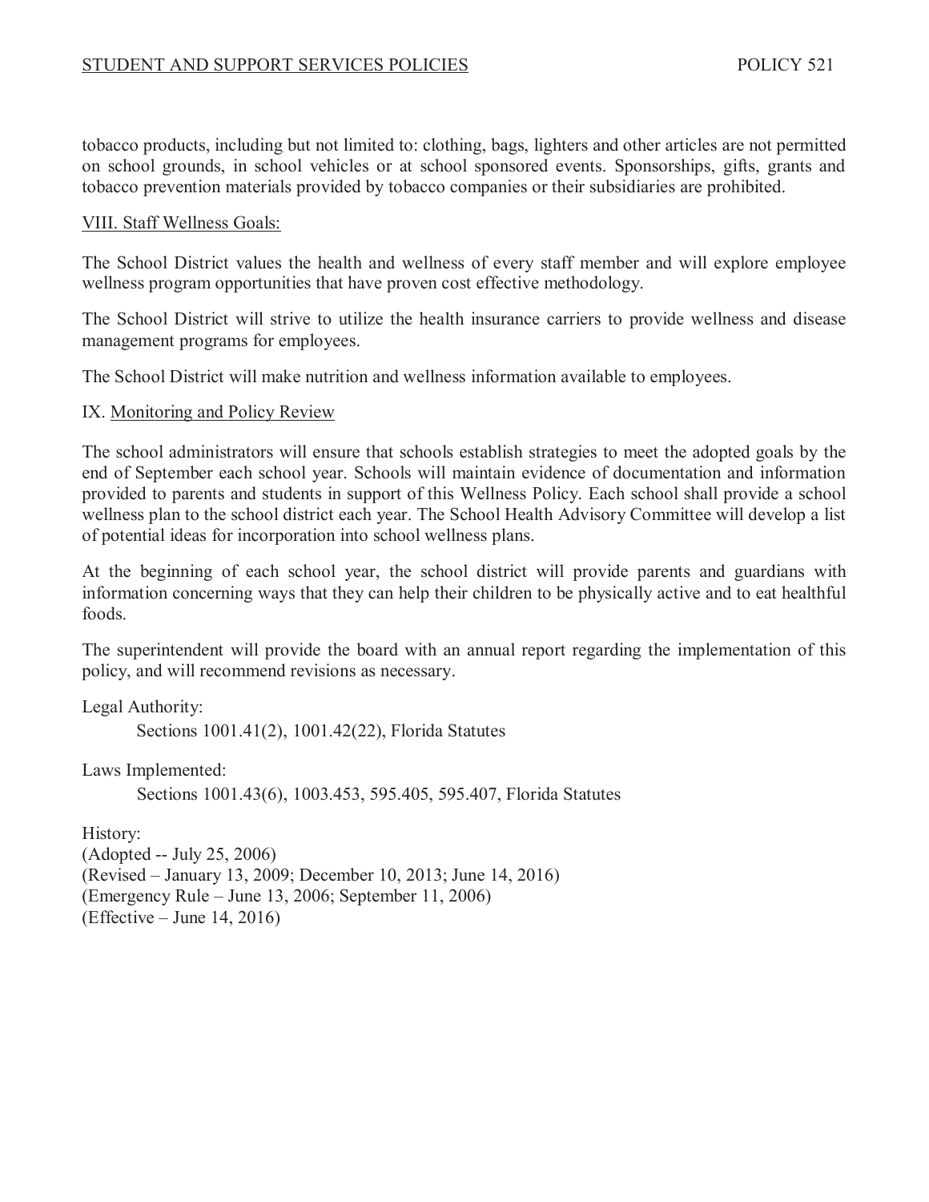tobacco products, including but not limited to: clothing, bags, lighters and other articles are not permitted on school grounds, in school vehicles or at school sponsored events. Sponsorships, gifts, grants and tobacco prevention materials provided by tobacco companies or their subsidiaries are prohibited.

## VIII. Staff Wellness Goals:

The School District values the health and wellness of every staff member and will explore employee wellness program opportunities that have proven cost effective methodology.

The School District will strive to utilize the health insurance carriers to provide wellness and disease management programs for employees.

The School District will make nutrition and wellness information available to employees.

## IX. Monitoring and Policy Review

The school administrators will ensure that schools establish strategies to meet the adopted goals by the end of September each school year. Schools will maintain evidence of documentation and information provided to parents and students in support of this Wellness Policy. Each school shall provide a school wellness plan to the school district each year. The School Health Advisory Committee will develop a list of potential ideas for incorporation into school wellness plans.

At the beginning of each school year, the school district will provide parents and guardians with information concerning ways that they can help their children to be physically active and to eat healthful foods.

The superintendent will provide the board with an annual report regarding the implementation of this policy, and will recommend revisions as necessary.

Legal Authority:

Sections 1001.41(2), 1001.42(22), Florida Statutes

Laws Implemented:

Sections 1001.43(6), 1003.453, 595.405, 595.407, Florida Statutes

History:
(Adopted -- July 25, 2006)
(Revised – January 13, 2009; December 10, 2013; June 14, 2016)
(Emergency Rule – June 13, 2006; September 11, 2006)
(Effective – June 14, 2016)